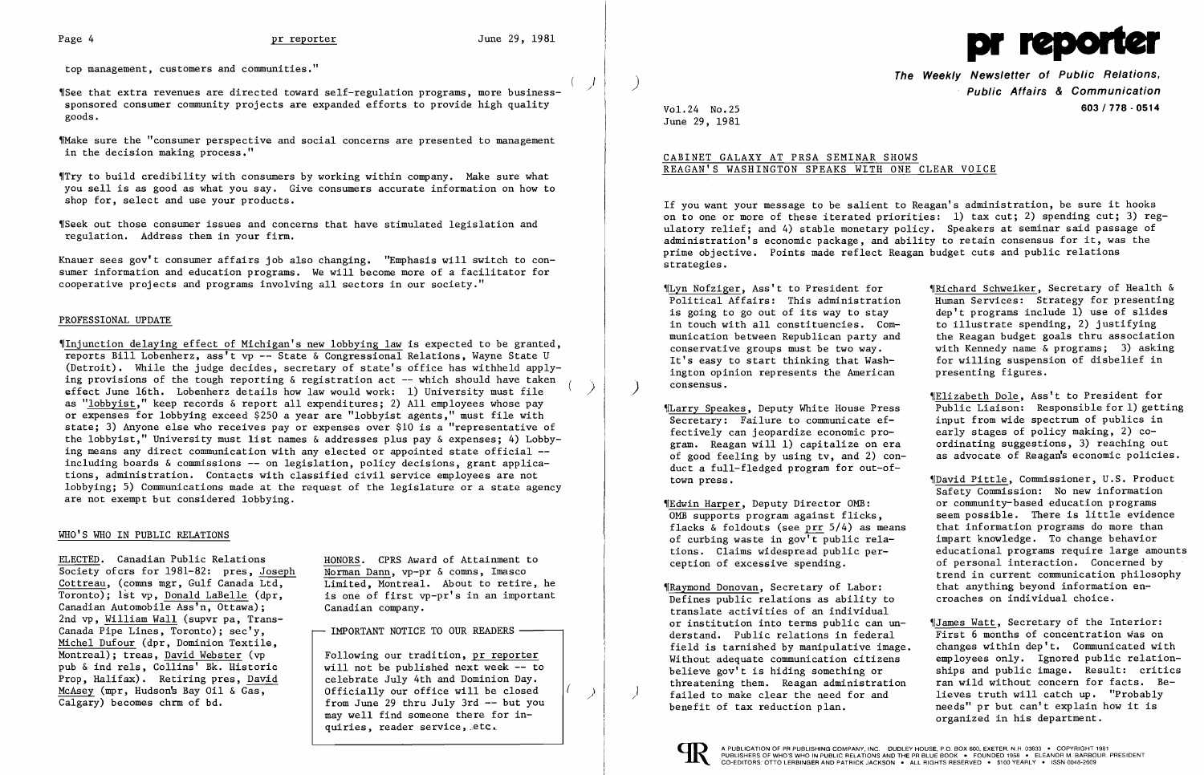top management, customers and communities."

¶See that extra revenues are directed toward self-regulation programs, more business-sponsored consumer community projects are expanded efforts to provide high quality goods.

¶Make sure the "consumer perspective and social concerns are presented to management in the decision making process."

¶Try to build credibility with consumers by working within company. Make sure what you sell is as good as what you say. Give consumers accurate information on how to shop for, select and use your products.

¶Seek out those consumer issues and concerns that have stimulated legislation and regulation. Address them in your firm.

Knauer sees gov't consumer affairs job also changing. "Emphasis will switch to consumer information and education programs. We will become more of a facilitator for cooperative projects and programs involving all sectors in our society."

## PROFESSIONAL UPDATE

¶Injunction delaying effect of Michigan's new lobbying law is expected to be granted, reports Bill Lobenherz, ass't vp -- State & Congressional Relations, Wayne State U (Detroit). While the judge decides, secretary of state's office has withheld applying provisions of the tough reporting & registration act -- which should have taken effect June 16th. Lobenherz details how law would work: 1) University must file as "lobbyist," keep records & report all expenditures; 2) All employees whose pay or expenses for lobbying exceed $250 a year are "lobbyist agents," must file with state; 3) Anyone else who receives pay or expenses over $10 is a "representative of the lobbyist," University must list names & addresses plus pay & expenses; 4) Lobbying means any direct communication with any elected or appointed state official -- including boards & commissions -- on legislation, policy decisions, grant applications, administration. Contacts with classified civil service employees are not lobbying; 5) Communications made at the request of the legislature or a state agency are not exempt but considered lobbying.

## WHO'S WHO IN PUBLIC RELATIONS

ELECTED. Canadian Public Relations Society ofcrs for 1981-82: pres, Joseph Cottreau, (comns mgr, Gulf Canada Ltd, Toronto); 1st vp, Donald LaBelle (dpr, Canadian Automobile Ass'n, Ottawa); 2nd vp, William Wall (supvr pa, Trans-Canada Pipe Lines, Toronto); sec'y, Michel Dufour (dpr, Dominion Textile, Montreal); treas, David Webster (vp pub & ind rels, Collins' Bk. Historic Prop, Halifax). Retiring pres, David McAsey (mpr, Hudson's Bay Oil & Gas, Calgary) becomes chrm of bd.

HONORS. CPRS Award of Attainment to Norman Dann, vp-pr & comns, Imasco Limited, Montreal. About to retire, he is one of first vp-pr's in an important Canadian company.

**IMPORTANT NOTICE TO OUR READERS**

Following our tradition, pr reporter will not be published next week -- to celebrate July 4th and Dominion Day. Officially our office will be closed from June 29 thru July 3rd -- but you may well find someone there for inquiries, reader service, etc.

---

# pr reporter

**The Weekly Newsletter of Public Relations, Public Affairs & Communication**
603 / 778 - 0514

Vol.24 No.25
June 29, 1981

## CABINET GALAXY AT PRSA SEMINAR SHOWS REAGAN'S WASHINGTON SPEAKS WITH ONE CLEAR VOICE

If you want your message to be salient to Reagan's administration, be sure it hooks on to one or more of these iterated priorities: 1) tax cut; 2) spending cut; 3) regulatory relief; and 4) stable monetary policy. Speakers at seminar said passage of administration's economic package, and ability to retain consensus for it, was the prime objective. Points made reflect Reagan budget cuts and public relations strategies.

¶Lyn Nofziger, Ass't to President for Political Affairs: This administration is going to go out of its way to stay in touch with all constituencies. Communication between Republican party and conservative groups must be two way. It's easy to start thinking that Washington opinion represents the American consensus.

¶Larry Speakes, Deputy White House Press Secretary: Failure to communicate effectively can jeopardize economic program. Reagan will 1) capitalize on era of good feeling by using tv, and 2) conduct a full-fledged program for out-of-town press.

¶Edwin Harper, Deputy Director OMB: OMB supports program against flicks, flacks & foldouts (see prr 5/4) as means of curbing waste in gov't public relations. Claims widespread public perception of excessive spending.

¶Raymond Donovan, Secretary of Labor: Defines public relations as ability to translate activities of an individual or institution into terms public can understand. Public relations in federal field is tarnished by manipulative image. Without adequate communication citizens believe gov't is hiding something or threatening them. Reagan administration failed to make clear the need for and benefit of tax reduction plan.

¶Richard Schweiker, Secretary of Health & Human Services: Strategy for presenting dep't programs include 1) use of slides to illustrate spending, 2) justifying the Reagan budget goals thru association with Kennedy name & programs; 3) asking for willing suspension of disbelief in presenting figures.

¶Elizabeth Dole, Ass't to President for Public Liaison: Responsible for 1) getting input from wide spectrum of publics in early stages of policy making, 2) coordinating suggestions, 3) reaching out as advocate of Reagan's economic policies.

¶David Pittle, Commissioner, U.S. Product Safety Commission: No new information or community-based education programs seem possible. There is little evidence that information programs do more than impart knowledge. To change behavior educational programs require large amounts of personal interaction. Concerned by trend in current communication philosophy that anything beyond information encroaches on individual choice.

¶James Watt, Secretary of the Interior: First 6 months of concentration was on changes within dep't. Communicated with employees only. Ignored public relationships and public image. Result: critics ran wild without concern for facts. Believes truth will catch up. "Probably needs" pr but can't explain how it is organized in his department.

A PUBLICATION OF PR PUBLISHING COMPANY, INC. DUDLEY HOUSE, P.O. BOX 600, EXETER, N.H. 03833 • COPYRIGHT 1981
PUBLISHERS OF WHO'S WHO IN PUBLIC RELATIONS AND THE PR BLUE BOOK • FOUNDED 1958 • ELEANOR M. BARBOUR, PRESIDENT
CO-EDITORS: OTTO LERBINGER AND PATRICK JACKSON • ALL RIGHTS RESERVED • $100 YEARLY • ISSN 0048-2609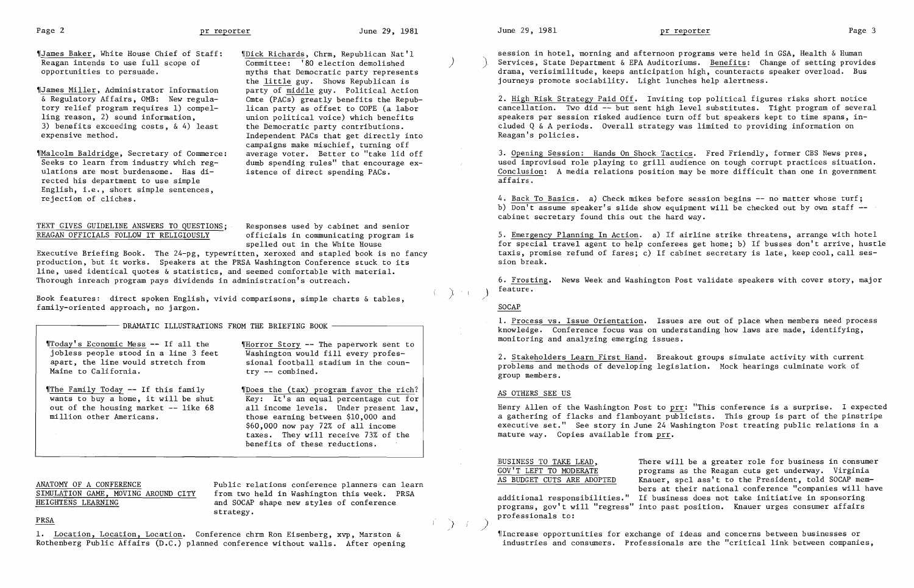¶James Baker, White House Chief of Staff: Reagan intends to use full scope of opportunities to persuade.

¶James Miller, Administrator Information & Regulatory Affairs, OMB: New regulatory relief program requires 1) compelling reason, 2) sound information, 3) benefits exceeding costs, & 4) least expensive method.

¶Malcolm Baldridge, Secretary of Commerce: Seeks to learn from industry which regulations are most burdensome. Has directed his department to use simple English, i.e., short simple sentences, rejection of cliches.

¶Dick Richards, Chrm, Republican Nat'l Committee: '80 election demolished myths that Democratic party represents the little guy. Shows Republican is party of middle guy. Political Action Cmte (PACs) greatly benefits the Republican party as offset to COPE (a labor union political voice) which benefits the Democratic party contributions. Independent PACs that get directly into campaigns make mischief, turning off average voter. Better to "take lid off dumb spending rules" that encourage existence of direct spending PACs.

## TEXT GIVES GUIDELINE ANSWERS TO QUESTIONS; REAGAN OFFICIALS FOLLOW IT RELIGIOUSLY

Responses used by cabinet and senior officials in communicating program is spelled out in the White House Executive Briefing Book. The 24-pg, typewritten, xeroxed and stapled book is no fancy production, but it works. Speakers at the PRSA Washington Conference stuck to its line, used identical quotes & statistics, and seemed comfortable with material. Thorough inreach program pays dividends in administration's outreach.

Book features: direct spoken English, vivid comparisons, simple charts & tables, family-oriented approach, no jargon.

### DRAMATIC ILLUSTRATIONS FROM THE BRIEFING BOOK

¶Today's Economic Mess -- If all the jobless people stood in a line 3 feet apart, the line would stretch from Maine to California.

¶The Family Today -- If this family wants to buy a home, it will be shut out of the housing market -- like 68 million other Americans.

¶Horror Story -- The paperwork sent to Washington would fill every professional football stadium in the country -- combined.

¶Does the (tax) program favor the rich? Key: It's an equal percentage cut for all income levels. Under present law, those earning between $10,000 and $60,000 now pay 72% of all income taxes. They will receive 73% of the benefits of these reductions.

## ANATOMY OF A CONFERENCE SIMULATION GAME, MOVING AROUND CITY HEIGHTENS LEARNING

Public relations conference planners can learn from two held in Washington this week. PRSA and SOCAP shape new styles of conference strategy.

### PRSA

1. Location, Location, Location. Conference chrm Ron Eisenberg, xvp, Marston & Rothenberg Public Affairs (D.C.) planned conference without walls. After opening session in hotel, morning and afternoon programs were held in GSA, Health & Human Services, State Department & EPA Auditoriums. Benefits: Change of setting provides drama, verisimilitude, keeps anticipation high, counteracts speaker overload. Bus journeys promote sociability. Light lunches help alertness.

2. High Risk Strategy Paid Off. Inviting top political figures risks short notice cancellation. Two did -- but sent high level substitutes. Tight program of several speakers per session risked audience turn off but speakers kept to time spans, included Q & A periods. Overall strategy was limited to providing information on Reagan's policies.

3. Opening Session: Hands On Shock Tactics. Fred Friendly, former CBS News pres, used improvised role playing to grill audience on tough corrupt practices situation. Conclusion: A media relations position may be more difficult than one in government affairs.

4. Back To Basics. a) Check mikes before session begins -- no matter whose turf; b) Don't assume speaker's slide show equipment will be checked out by own staff -- cabinet secretary found this out the hard way.

5. Emergency Planning In Action. a) If airline strike threatens, arrange with hotel for special travel agent to help conferees get home; b) If busses don't arrive, hustle taxis, promise refund of fares; c) If cabinet secretary is late, keep cool, call session break.

6. Frosting. News Week and Washington Post validate speakers with cover story, major feature.

### SOCAP

1. Process vs. Issue Orientation. Issues are out of place when members need process knowledge. Conference focus was on understanding how laws are made, identifying, monitoring and analyzing emerging issues.

2. Stakeholders Learn First Hand. Breakout groups simulate activity with current problems and methods of developing legislation. Mock hearings culminate work of group members.

### AS OTHERS SEE US

Henry Allen of the Washington Post to prr: "This conference is a surprise. I expected a gathering of flacks and flamboyant publicists. This group is part of the pinstripe executive set." See story in June 24 Washington Post treating public relations in a mature way. Copies available from prr.

## BUSINESS TO TAKE LEAD, GOV'T LEFT TO MODERATE AS BUDGET CUTS ARE ADOPTED

There will be a greater role for business in consumer programs as the Reagan cuts get underway. Virginia Knauer, spcl ass't to the President, told SOCAP members at their national conference "companies will have additional responsibilities." If business does not take initiative in sponsoring programs, gov't will "regress" into past position. Knauer urges consumer affairs professionals to:

¶Increase opportunities for exchange of ideas and concerns between businesses or industries and consumers. Professionals are the "critical link between companies,